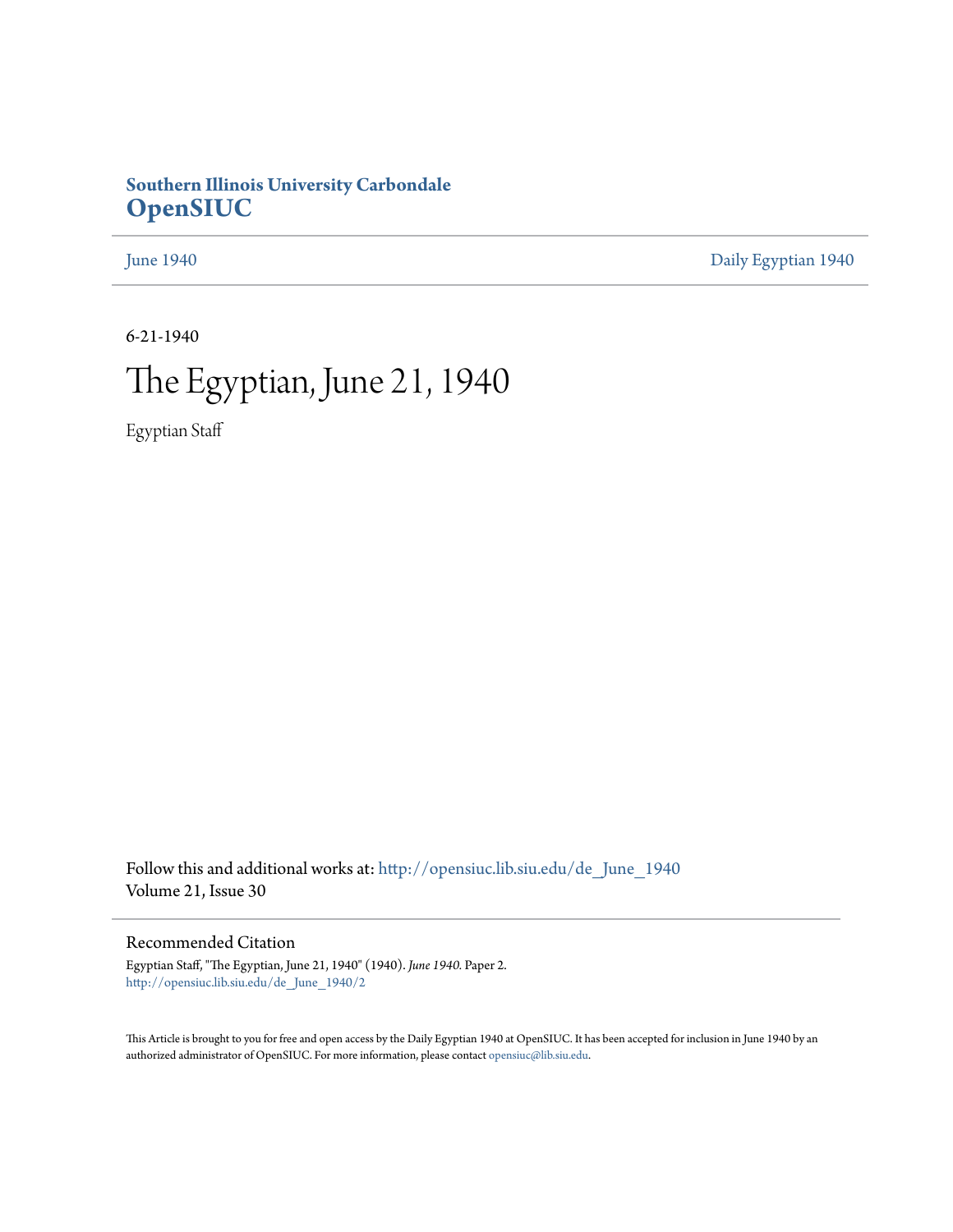**Southern Illinois University Carbondale**
## OpenSIUC

June 1940 | Daily Egyptian 1940

6-21-1940

# The Egyptian, June 21, 1940

Egyptian Staff

Follow this and additional works at: http://opensiuc.lib.siu.edu/de_June_1940
Volume 21, Issue 30

### Recommended Citation

Egyptian Staff, "The Egyptian, June 21, 1940" (1940). *June 1940.* Paper 2.
http://opensiuc.lib.siu.edu/de_June_1940/2

This Article is brought to you for free and open access by the Daily Egyptian 1940 at OpenSIUC. It has been accepted for inclusion in June 1940 by an authorized administrator of OpenSIUC. For more information, please contact opensiuc@lib.siu.edu.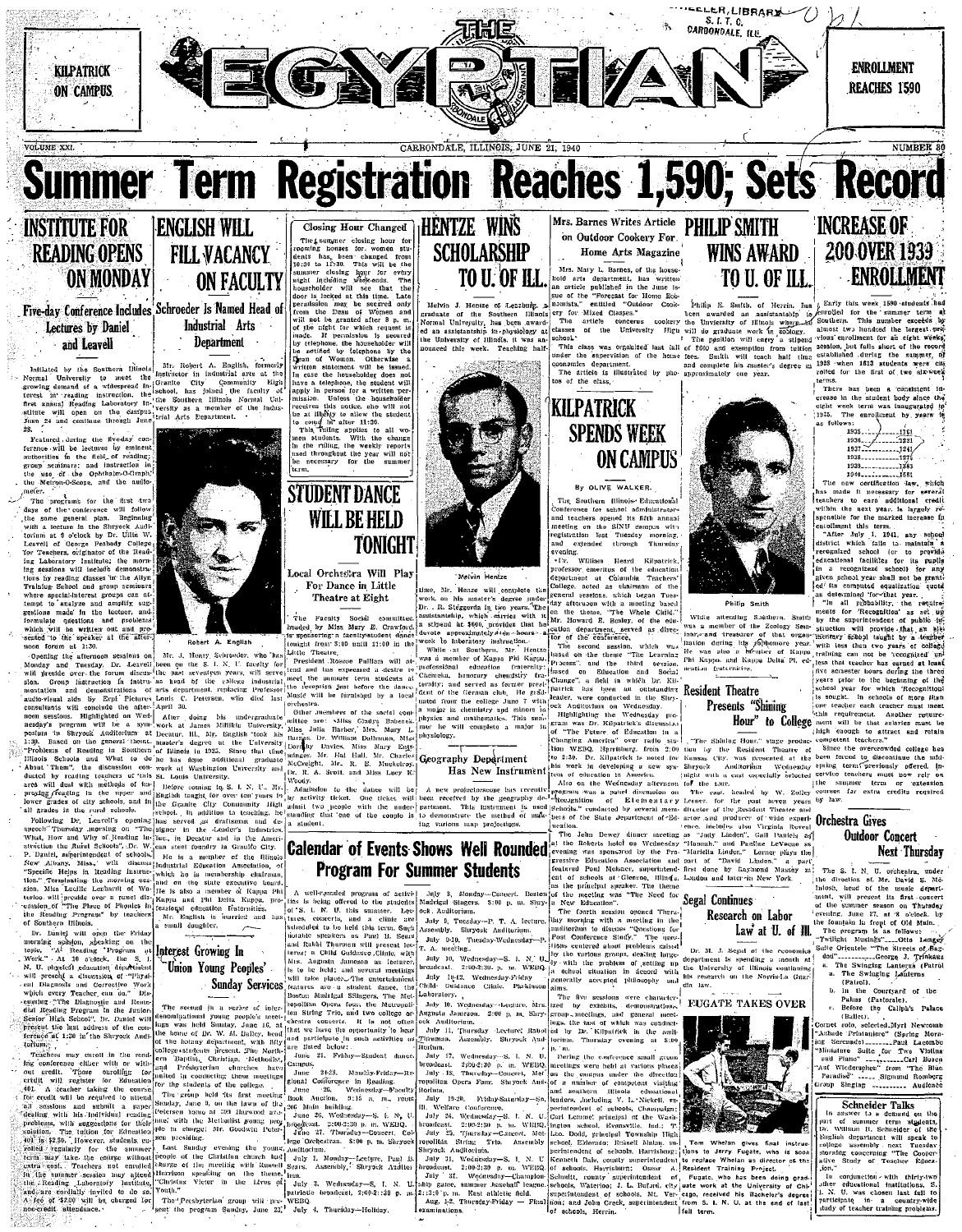KILPATRICK ON CAMPUS

# THE EGYPTIAN

ENROLLMENT REACHES 1590

VOLUME XXI. CARBONDALE, ILLINOIS, JUNE 21, 1940 NUMBER 80

# Summer Term Registration Reaches 1,590; Sets Record

## INSTITUTE FOR READING OPENS ON MONDAY

### Five-day Conference Includes Lectures by Daniel and Leavell

Initiated by the Southern Illinois Normal University to meet the growing demand of a widespread interest in reading instruction, the first annual Reading Laboratory Institute will open on the campus June 24 and continue through June 28.

Featured during the five-day conference will be lectures by eminent authorities in the field of reading; group seminars; and instruction in the use of the Ophthalm-O-Graph, the Metron-O-Scope, and the audiometer.

The programs for the first two days of the conference will follow the same general plan. Beginning with a lecture in the Shryock Auditorium at 9 o'clock by Dr. Ullin W. Leavell of George Peabody College for Teachers, originator of the Reading Laboratory Institute; the morning sessions will include demonstrations by reading classes in the Allyn Training School and group seminars where special-interest groups can attempt to analyze and amplify suggestions made in the lecture, and formulate questions and problems which will be written out and presented to the speaker at the afternoon forum at 1:30.

Opening the afternoon sessions on Monday and Tuesday, Dr. Leavell will preside over the forum discussion. Group instruction in instrumentation and demonstrations of audio-visual aids by Erpi Pictures consultants will conclude the afternoon sessions. Highlighted on Wednesday's program will be a symposium in Shryock Auditorium at 1:30. Based on the general theme "Problems of Reading in Southern Illinois Schools and What to Do About Them", the discussion conducted by reading teachers of this area will deal with methods of improving reading in the upper and lower grades of city schools, and in all grades in the rural schools.

Following Dr. Leavell's opening speech Thursday morning on "The What, How and Why of Reading Instruction the Rural Schools", Dr. W. P. Daniel, superintendent of schools, New Albany, Miss., will discuss "Specific Helps in Reading Instruction." Terminating the morning session, Miss Lucille Lenhardt of Waterloo will preside over a panel discussion of "The Place of Phonics in the Reading Program" by teachers of Southern Illinois.

Dr. Daniel will open the Friday morning session, speaking on the topic, "A Reading Program at Work." At 10 o'clock, the S. I. N. U. student education department will present a discussion of "Physical Diagnosis and Corrective Work which every Teacher can do." Discussing "The Diagnostic and Remedial Reading Program in the Junior-Senior High School", Dr. Daniel will present the last address of the conference at 1:30 in the Shryock Auditorium.

Teachers may enroll in the reading conference either with or without credit. Those enrolling for credit will register for Education 401. A teacher taking the course for credit will be required to attend all sessions and submit a paper dealing with his individual reading problems, with suggestions for their solution. The tuition for Education 401 is $2.50. However, students enrolled regularly for the summer term may take the course without extra cost. Teachers not enrolled in the summer session may attend the Reading Laboratory Institute and are cordially invited to do so. A fee of $2.00 will be charged for non-credit attendance.

## ENGLISH WILL FILL VACANCY ON FACULTY

### Schroeder Is Named Head of Industrial Arts Department

Mr. Robert A. English, formerly instructor in industrial arts at the Granite City Community High school, has joined the faculty of the Southern Illinois Normal University as a member of the Industrial Arts Department.

Robert A. English

Mr. J. Henry Schroeder, who has been on the S. I. N. U. faculty for the past seventeen years, will serve as head of the college industrial arts department, replacing Professor Louis C. Petersen, who died last April 30.

After doing his undergraduate work at James Millikin University, Decatur, Ill., Mr. English took his master's degree at the University of Illinois in 1935. Since that time he has done additional graduate work at Washington University and St. Louis University.

Before coming to S. I. N. U., Mr. English taught for over ten years in the Granite City Community High school. In addition to teaching, he has served as draftsman and designer in the Leader's Industries, Inc., in Decatur and in the American Steel foundry in Granite City.

He is a member of the Illinois Industrial Education Association, of which he is membership chairman, and on the state executive board. He is also a member of Kappa Phi Kappa and Phi Delta Kappa, professional education fraternities. Mr. English is married and has a small daughter.

## Interest Growing In Union Young Peoples' Sunday Services

The second in a series of interdenominational young people's meetings was held Sunday, June 16, at the home of Dr. W. M. Bailey. Head of the botany department, with fifty college students present. The Northern Baptist, Christian, Methodist, and Presbyterian churches have united in conducting these meetings for the students of the college.

The group held its first meeting Sunday, June 9, on the lawn of the Petersen home at 300 Harwood avenue, with the Methodist young people in charge; Mr. Goodwin Petersen presiding.

Last Sunday evening the young people of the Christian church had charge of the meeting with Russell Harrison speaking on the theme, "Christus Victor in the Lives of Youth."

The Presbyterian group will present the program Sunday, June 23.

## Closing Hour Changed

The summer closing hour for rooming houses for women students has been changed from 10:30 to 11:30. This will be the summer closing hour for every night including week-ends. The householder will see that the door is locked at this time. Late permission may be secured only from the Dean of Women and will not be granted after 9 p. m. of the night for which request is made. If permission is secured by telephone, the householder will be notified by telephone by the Dean of Women. Otherwise a written statement will be issued. In case the householder does not have a telephone, the student will apply in person for a written permission. Unless the householder receives this notice, she will not be at liberty to allow the student to come in after 11:30.

This ruling applies to all women students. With the change in the ruling, the weekly reports used throughout the year will not be necessary for the summer term.

## STUDENT DANCE WILL BE HELD TONIGHT

### Local Orchestra Will Play For Dance in Little Theatre at Eight

The Faculty Social committee, headed by Miss Mary E. Crawford, is sponsoring a faculty-student dance tonight from 8:00 until 11:00 in the Little Theatre.

President Roscoe Pulliam will attend and has expressed a desire to meet the summer term students at the reception just before the dance. Music will be furnished by a local orchestra.

Other members of the social committee are: Miss Gladys Babcock, Miss Julia Barber, Mrs. Mary L. Barnes, Dr. William Dollmann, Miss Dorothy Davies, Miss Mary Entsminger, Mr. Hal Hall, Mr. Charles McCreight, Mr. R. E. Muckelroy, Dr. R. A. Scott, and Miss Lucy K. Woody.

Admission to the dance will be by activity ticket. One ticket will admit two people with the understanding that one of the couple is a student.

## HENTZE WINS SCHOLARSHIP TO U. OF ILL.

Melvin J. Hentze of Lenzburg, a graduate of the Southern Illinois Normal University, has been awarded an assistantship in physiology at the University of Illinois, it was announced this week. Teaching half-

Melvin Hentze

time, Mr. Hentze will complete the work on his master's degree under Dr. R. Steggerda in two years. The assistantship, which carries with it a stipend of $600, provides that he devote approximately seven hours a week to laboratory instruction.

While at Southern, Mr. Hentze was a member of Kappa Phi Kappa, professional education fraternity; Chemeka, honorary chemistry fraternity; and served as former president of the German club. He graduated from the college June 7 with a major in chemistry and minors in physics and mathematics. This summer he will complete a major in physiology.

## Geography Department Has New Instrument

A new projectoscope has recently been received by the geography department. This instrument is used to demonstrate the method of making various map projections.

## Calendar of Events Shows Well Rounded Program For Summer Students

A well-rounded program of activities is being offered to the students of S. I. N. U. this summer. Lectures, concerts, and a clinic are scheduled to be held this term. Such notable speakers as Paul B. Sears and Rabbi Thurman will present lectures; a Child Guidance Clinic with Mrs. Augusta Jameson as lecturer, is to be held; and several meetings will take place. The entertainment features are a student dance, the Boston Madrigal Singers, The Metropolitan Opera four, the Metropolitan String Trio, and two college orchestra concerts. It is not often that we have the opportunity to hear and participate in such activities as are listed below:

June 21, Friday—Student dance, Campus.

June 24-28, Monday-Friday—Regional Conference in Reading.

June 26, Wednesday—Faculty Book Auction. 9:15 p. m., room 206 Main building.

June 26, Wednesday—S. I. N. U. broadcast, 2:00-2:30 p. m. WEBQ.

June 27, Thursday—Concert, College Orchestra. 8:00 p. m. Shryock Auditorium.

July 1, Monday—Lecture, Paul B. Sears. Assembly, Shryock Auditorium.

July 3, Wednesday—S. I. N. U. patriotic broadcast, 2:00-2:30 p. m. WEBQ.

July 4, Thursday—Holiday.

July 8, Monday—Concert, Boston Madrigal Singers. 8:00 p. m. Shryock Auditorium.

July 9, Tuesday—P. T. A. lecture. Assembly, Shryock Auditorium.

July 9-10, Tuesday-Wednesday—P. T. A. meeting.

July 10, Wednesday—S. I. N. U. broadcast. 2:00-2:30 p. m. WEBQ.

July 10-12, Wednesday-Friday—Child Guidance Clinic. Parkinson Laboratory.

July 10, Wednesday—Lecture, Mrs. Augusta Jameson. 2:00 p. m. Shryock Auditorium.

July 11, Thursday Lecture; Rabbi Tiresman. Assembly. Shryock Auditorium.

July 17, Wednesday—S. I. N. U. broadcast. 2:00-2:30 p. m. WEBQ.

July 18, Thursday—Concert, Metropolitan Opera Four. Shryock Auditorium.

July 19-20, Friday-Saturday—Sch. Ill. Welfare Conference.

July 24, Wednesday—S. I. N. U. broadcast. 2:00-2:30 p. m. WEBQ.

July 25, Thursday—Concert, Metropolitan String Trio. Assembly Shryock Auditorium.

July 31, Wednesday—S. I. N. U. broadcast. 2:00-2:30 p. m. WEBQ.

Aug. 1, Thursday—Champion ship game, summer baseball league. 2:30 p. m. East athletic field.

Aug. 1-2, Thursday-Friday — Final examinations.

## Mrs. Barnes Writes Article on Outdoor Cookery For Home Arts Magazine

Mrs. Mary L. Barnes, of the household arts department, has written an article published in the June issue of the "Forecast for Home Economists," entitled "Outdoor Cookery for Mixed Classes."

The article concerns cookery classes of the University High school.

This class was organized last fall under the supervision of the home economics department.

The article is illustrated by photos of the class.

## KILPATRICK SPENDS WEEK ON CAMPUS

By OLIVE WALKER.

The Southern Illinois Educational Conference for school administrators and teachers opened its fifth annual meeting on the S.N.U. campus with registration last Tuesday morning, and extended through Thursday evening.

"Dr. William Heard Kilpatrick, professor emeritus of the educational department at Columbia Teachers' College, acted as chairman of the general sessions, which began Tuesday afternoon with a meeting based on the theme, "The Whole Child." Mr. Howard E. Bosley, of the education department, served as director of the conference.

The second session, which was based on the theme "The Learning Process", and the third session, based on Education and Social Change", a field in which Dr. Kilpatrick has been an outstanding leader, were conducted in the Shryock Auditorium on Wednesday.

Highlighting the Wednesday program was Dr. Kilpatrick's discussion of "The Future of Education in a Changing America" over radio station WEBQ, Harrisburg, from 2:00 to 2:30. Dr. Kilpatrick is noted for his work in developing a new system of education in America.

Also on the Wednesday afternoon program was a panel discussion on "Recognition of Elementary Schools," conducted by several members of the State Department of Education.

The John Dewey dinner meeting at the Roberts hotel on Wednesday evening was sponsored by the Progressive Education Association and featured Paul Meisner, superintendent of schools at Glencoe, Illinois, as the principal speaker. The theme of the meeting was "The Need for a New Education".

The fourth session opened Thursday morning with a meeting in the Shryock Auditorium to discuss "Questions for Post Conference Study." The questions centered about problems raised by the various groups, dealing largely with the problem of setting up a school situation in accord with generally accepted philosophy and aims.

The five sessions were characterized by exhibits, demonstrations, group meetings, and general meetings, the last of which was conducted by Dr. Kilpatrick in the auditorium, Thursday evening at 8:00 p. m.

During the conference small group meetings were held at various places on the campus under the direction of a number of competent visiting and southern Illinois educational leaders, including V. L. Nickell, superintendent of schools, Champaign; Carl Lemme, principal of the Washington school, Greenville, Ill.; Leo. Dodd, principal Township High school, Eldorado; Russell Malan, superintendent of schools, Harrisburg; Frances Daly, county superintendent of schools, Harrisburg; Oscar A. Schmitt, county superintendent of schools, Waterloo; J. L. Buford, city superintendent of schools, Mt. Vernon; and John Creek, superintendent of schools, Herrin.

## PHILIP SMITH WINS AWARD TO U. OF ILL.

Philip E. Smith, of Herrin, has been awarded an assistantship to the University of Illinois where he will do graduate work in zoology.

The position will carry a stipend of $600 and exemption from tuition fees. Smith will teach half time and complete his master's degree in approximately one year.

Philip Smith

While attending Southern, Smith was a member of the Zoology Seminar, and treasurer of that organization during his sophomore year. He was also a member of Kappa Phi Kappa and Kappa Delta Pi, education fraternities.

## Resident Theatre Presents "Shining Hour" to College

"The Shining Hour," stage production by the Resident Theatre of Kansas City, was presented at the Shryock Auditorium Wednesday night with a cast especially selected for the tour.

The cast, headed by W. Zolley Lerner, for the past seven years director of the Resident Theatre and actor and producer of wide experience, includes also Virginia Raveal as "Judy Linden", Gail Daniels as "Hannah," and Pauline LeVeque as "Mariella Linden." Lerner plays the part of "David Linden," a part first done by Raymond Massey in London and later in New York.

## Segal Continues Research on Labor Law at U. of Ill.

Dr. M. J. Segal of the economics department is spending a month at the University of Illinois continuing his research on the Norris-La Guardia law.

## FUGATE TAKES OVER

Tom Whelan gives final instructions to Jerry Fugate, who is soon to replace Whelan as director of the Resident Training Project.

Fugate, who has been doing graduate work at the University of Chicago, received his Bachelor's degree from S. I. N. U. at the end of last fall term.

## INCREASE OF 200 OVER 1939 ENROLLMENT

Early this week 1590 students had enrolled for the summer term at Southern. This number exceeds by almost two hundred the largest previous enrollment for an eight weeks' session, but falls short of the record established during the summer of 1938 when 1613 students were enrolled for the first of two six-week terms.

There has been a consistent increase in the student body since the eight week term was inaugurated in 1935. The enrollment by years is as follows:

| | |
|---|---|
| 1935 | 1161 |
| 1936 | 1221 |
| 1937 | 1241 |
| 1938 | 1276 |
| 1939 | 1383 |
| 1940 | 1581 |

The new certification law, which has made it necessary for several teachers to earn additional credit within the next year, is largely responsible for the marked increase in enrollment this term.

"After July 1, 1941, any school district which fails to maintain a recognized school (or to provide educational facilities for its pupils in a recognized school) for any given school year shall not be granted its computed equalization quota as determined for that year.

"In all probability, the requirements for 'Recognition' as set up by the superintendent of public instruction will provide that an elementary school taught by a teacher with less than two years of college training can not be recognized unless that teacher has earned at least five semester hours during the three years prior to the beginning of the school year for which 'Recognition' is sought. In schools of more than one teacher each teacher must meet this requirement. Another requirement will be that salaries must be high enough to attract and retain competent teachers."

Since the overcrowded college has been forced to discontinue the mid-spring term previously offered, in-service teachers must now rely on the summer term or extension courses for extra credits required by law.

## Orchestra Gives Outdoor Concert Next Thursday

The S. I. N. U. orchestra, under the direction of Mr. David S. McIntosh, head of the music department, will present its first concert of the summer season on Thursday evening, June 27, at 8 o'clock, by the fountain in front of Old Main.

The program is as follows:

"Twilight Musings" ......Otto Langey
Suite Orientale "The Streets of Bagdad" ......George J. Trinkaus

a. The Swinging Lanterns (Patrol)
b. In the Courtyard of the Palace (Pastorale).
c. Before the Caliph's Palace (Ballet).

Cornet solo, selected..Myrl Newcomb
"Amour Printanier" (Spring Morning Serenade) ......Paul Lacombe
"Miniature Suite for Two Violins and Piano" ......Carl Busch
"Auf Wiedersehen" from "The Blue Paradise" ......Sigmund Romberg
Group Singing ......Audience

## Schneider Talks

In answer to a demand on the part of summer term students, Dr. William B. Schneider of the English department will speak to college assembly next Tuesday morning concerning "The Cooperative Study of Teacher Education."

In conjunction with thirty-two other educational institutions, S. I. N. U. was chosen last fall to participate in a country-wide study of teacher training problems.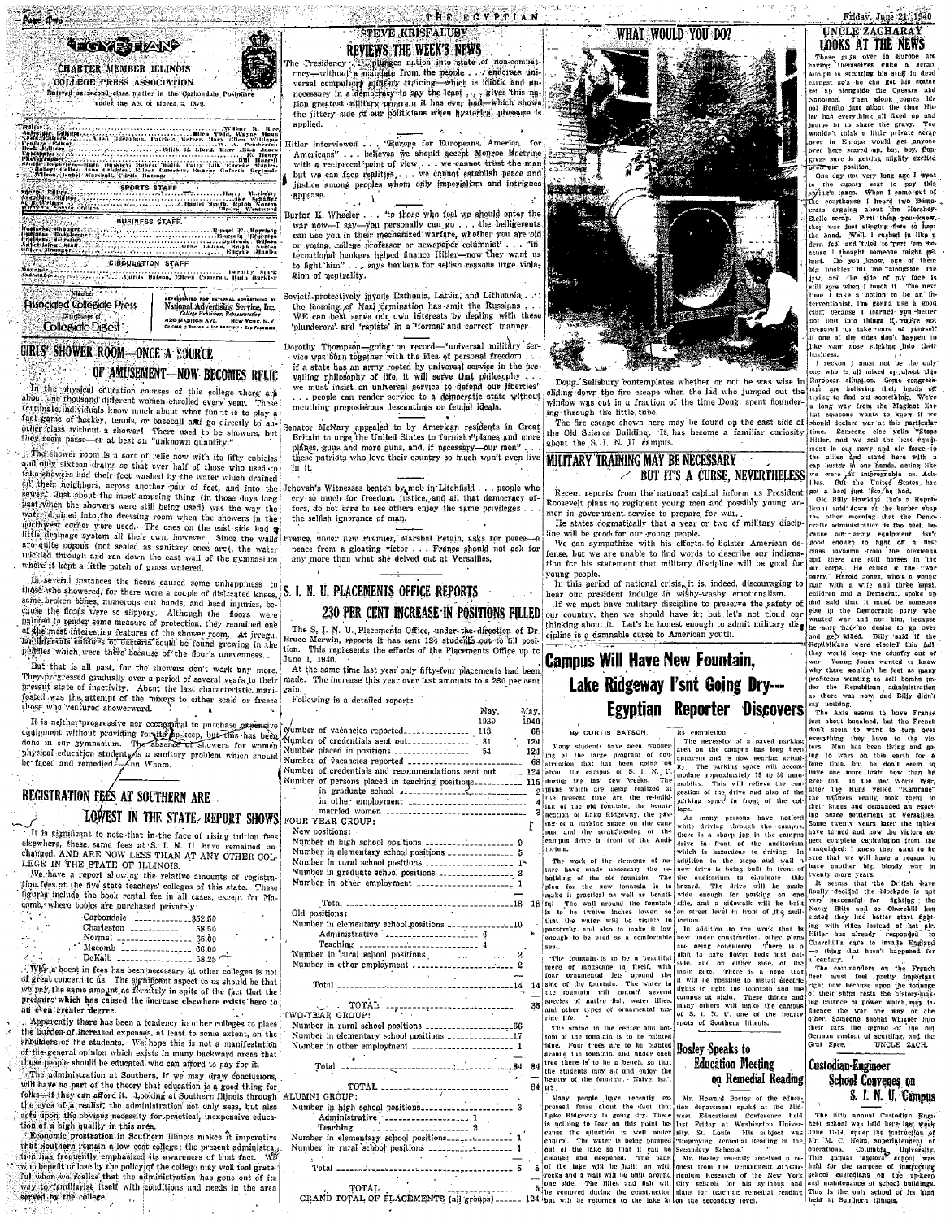# EGYPTIAN

CHARTER MEMBER ILLINOIS COLLEGE PRESS ASSOCIATION

Entered as second class matter in the Carbondale Postoffice under the Act of March 3, 1879.

Member Associated Collegiate Press — Distributor of Collegiate Digest

Represented for national advertising by National Advertising Service, Inc., College Publishers Representative, 420 Madison Ave., New York, N.Y.

## GIRLS' SHOWER ROOM—ONCE A SOURCE OF AMUSEMENT—NOW BECOMES RELIC

In the physical education courses of this college there are about one thousand different women enrolled every year. These fortunate individuals know much about what fun it is to play a fast game of hockey, tennis, or baseball and go directly to another class without a shower! There used to be showers, but they soon passed—or at best an "unknown quantity."

The shower room is a sort of relic now with its fifty cubicles and only sixteen drains so that over half of those who used to take showers had their feet washed by the water which drained off their neighbors, across another pair of feet, and into the sewer. Just about the most amusing thing (in those days long past when the showers were still being used) was the way the water drained into the dressing room when the showers in the northwest corner were used. The ones on the east side had a little drainage system all their own, however. Since the walls are quite porous (not sealed as sanitary ones are), the water trickled through and ran down the east wall of the gymnasium where it kept a little patch of grass watered.

In several instances the floors caused some unhappiness to those who showered, for there were a couple of dislocated knees, some broken bones, numerous cut hands, and head injuries, because the floors were so slippery. Although the floors were painted to render some measure of protection, they remained one of the most interesting features of the shower room. At irregular intervals cultures of bacteria could be found growing in the puddles which were there because of the floor's unevenness.

But that is all past, for the showers don't work any more. They progressed gradually over a period of several years to their present state of inactivity. About the last characteristic manifested was the attempt of the mixers to either scald or freeze those who ventured showerward.

It is neither progressive nor economical to purchase expensive equipment without providing for its up-keep, but this has been done in our gymnasium. The absence of showers for women physical education students is a sanitary problem which should be faced and remedied.—Ann Wham.

## REGISTRATION FEES AT SOUTHERN ARE LOWEST IN THE STATE, REPORT SHOWS

It is significant to note that in the face of rising tuition fees elsewhere, these same fees at S. I. N. U. have remained unchanged, AND ARE NOW LESS THAN AT ANY OTHER COLLEGE IN THE STATE OF ILLINOIS.

We have a report showing the relative amounts of registration fees at the five state teachers' colleges of this state. These figures include the book rental fee in all cases, except for Macomb, where books are purchased privately:

| | |
|---|---|
| Carbondale | $52.50 |
| Charleston | 58.50 |
| Normal | 65.00 |
| Macomb | 66.00 |
| DeKalb | 68.25 |

Why a boost in fees has been necessary at other colleges is not of great concern to us. The significant aspect to us should be that we pay the same amount as formerly in spite of the fact that the pressure which has caused the increase elsewhere exists here to an even greater degree.

Apparently there has been a tendency in other colleges to place the burden of increased expenses, at least to some extent, on the shoulders of the students. We hope this is not a manifestation of the general opinion which exists in many backward areas that these people should be educated who can afford to pay for it.

The administration at Southern, if we may draw conclusions, will have no part of the theory that education is a good thing for folks—if they can afford it. Looking at Southern Illinois through the eyes of a realist, the administration not only sees, but also acts upon, the obvious necessity for practical, inexpensive education of a high quality in this area.

Economic prostration in Southern Illinois makes it imperative that Southern remain a low cost college; the present administration has frequently emphasized its awareness of that fact. We who benefit or lose by the policy of the college may well feel grateful when we realize that the administration has gone out of its way to familiarize itself with conditions and needs in the area served by the college.

## STEVE KRISFALUSY REVIEWS THE WEEK'S NEWS

The Presidency . . . plunges nation into state of non-combatancy—without a mandate from the people . . . endorses universal compulsory military training—which is idiotic and unnecessary in a democracy to say the least . . . gives this nation greatest military program it has ever had—which shows the jittery side of our politicians when hysterical pressure is applied.

Hitler interviewed . . . "Europe for Europeans, America for Americans" . . . believes we should accept Monroe Doctrine with a reciprocal point of view . . . we cannot trust the man but we can face realities . . . we cannot establish peace and justice among peoples whom only imperialism and intrigues appease.

Burton K. Wheeler . . . "to those who feel we should enter the war now—I say—you personally can go . . . the belligerents can use you in their mechanized warfare, whether you are old or young, college professor or newspaper columnist' . . . "international bankers helped finance Hitler—now they want us to fight him" . . . says bankers for selfish reasons urge violation of neutrality.

Soviets protectively invade Esthonia, Latvia, and Lithuania . . . the looming of Nazi domination has smit the Russians . . . WE can best serve our own interests by dealing with these 'plunderers' and 'rapists' in a "formal and correct" manner.

Dorothy Thompson—going on record—"universal military service was born together with the idea of personal freedom . . . if a state has an army rooted by universal service in the prevailing philosophy of life, it will serve that philosophy . . . we must insist on universal service to defend our liberties" . . . people can render service to a democratic state without mouthing preposterous descantings or feudal ideals.

Senator McNary appealed to by American residents in Great Britain to urge the United States to furnish 'planes and more planes, guns and more guns, and, if necessary—our men" . . . these patriots who love their country so much won't even live in it.

Jehovah's Witnesses beaten by mob in Litchfield . . . people who cry so much for freedom, justice, and all that democracy offers, do not care to see others enjoy the same privileges . . . the selfish ignorance of man.

France, under new Premier, Marshal Petain, asks for peace—a peace from a gloating victor . . . France should not ask for any more than what she delved out at Versailles.

## S. I. N. U. PLACEMENTS OFFICE REPORTS 230 PER CENT INCREASE IN POSITIONS FILLED

The S. I. N. U. Placements Office, under the direction of Dr. Bruce Merwin, reports it has sent 124 students out to fill position. This represents the efforts of the Placements Office up to June 1, 1940.

At the same time last year only fifty-four placements had been made. The increase this year over last amounts to a 230 per cent gain.

Following is a detailed report:

| | May, 1939 | May, 1940 |
|---|---|---|
| Number of vacancies reported | 113 | 68 |
| Number of credentials sent out | 81 | 124 |
| Number placed in positions | 54 | 124 |
| Number of vacancies reported | | 68 |
| Number of credentials and recommendations sent out | | 124 |
| Number of persons placed in teaching positions | | 115 |
| in graduate school | | 2 |
| in other employment | | 4 |
| married women | | 3 |
| **FOUR YEAR GROUP:** | | |
| New positions: | | |
| Number in high school positions | 9 | |
| Number in elementary school positions | 5 | |
| Number in rural school positions | 1 | |
| Number in graduate school positions | 2 | |
| Number in other employment | 1 | |
| Total | 18 | 18 |
| Old positions: | | |
| Number in elementary school positions | 10 | |
| Administrative 6 | | |
| Teaching 4 | | |
| Number in rural school positions | 2 | |
| Number in other employment | 2 | |
| Total | 14 | 14 |
| TOTAL | | 35 |
| **TWO-YEAR GROUP:** | | |
| Number in rural school positions | 66 | |
| Number in elementary school positions | 17 | |
| Number in other employment | 1 | |
| Total | 84 | 84 |
| TOTAL | | 84 |
| **ALUMNI GROUP:** | | |
| Number in high school positions | 3 | |
| Administrative 1 | | |
| Teaching 2 | | |
| Number in elementary school positions | 1 | |
| Number in rural school positions | 1 | |
| Total | 5 | 5 |
| TOTAL | | 5 |
| GRAND TOTAL OF PLACEMENTS (all groups) | | 124 |

## WHAT WOULD YOU DO?

Doug. Salisbury contemplates whether or not he was wise in sliding down the fire escape when the lad who jumped out the window was out in a fraction of the time Doug. spent floundering through the little tube.

The fire escape shown here may be found on the east side of the Old Science Building. It has become a familiar curiosity about the S. I. N. U. campus.

## MILITARY TRAINING MAY BE NECESSARY BUT IT'S A CURSE, NEVERTHELESS

Recent reports from the national capital inform us President Roosevelt plans to regiment young men and possibly young women in government service to prepare for war.

He states dogmatically that a year or two of military discipline will be good for our young people.

We can sympathize with his efforts to bolster American defense, but we are unable to find words to describe our indignation for his statement that military discipline will be good for young people.

In this period of national crisis, it is, indeed, discouraging to hear our president indulge in wishy-washy emotionalism.

If we must have military discipline to preserve the safety of our country, then we should have it; but let's not cloud our thinking about it. Let's be honest enough to admit military discipline is a damnable curse to American youth.

## Campus Will Have New Fountain, Lake Ridgeway Isn't Going Dry—Egyptian Reporter Discovers

By CURTIS BATSON

Many students have been wondering at the large program of construction that has been going on about the campus of S. I. N. U. during the last few weeks. The plans which are being realized at the present time are the re-building of the old fountain, the beautification of Lake Ridgeway, the paving of a parking space on the campus, and the straightening of the campus drive in front of the Auditorium.

The work of the elements of nature have made necessary the re-building of the old fountain. The plan for the new fountain is to make it practical as well as beautiful. The wall around the fountain is to be twelve inches lower, so that the water will be visible to passersby, and also to make it low enough to be used as a comfortable seat.

The fountain is to be a beautiful piece of landscape in itself, with four ornamental tiers around the side of the fountain. The water in the fountain will contain several species of native fish, water lilies, and other types of ornamental marine life.

The statue in the center and bottom of the fountain is to be painted blue. Four trees are to be planted around the fountain, and under each tree there is to be a bench, so that the students may sit and enjoy the beauty of the fountain. Naive, isn't it?

Many people have recently expressed fears about the fact that Lake Ridgeway is going dry. There is nothing to fear on this point because the situation is well under control. The water is being pumped out of the lake so that it can be cleaned and deepened. The banks of the lake will be built up with rocks and a wall will be built around one side. The lilies and fish will be removed during the construction but will be returned to the lake at its completion.

The necessity of a paved parking area on the campus has long been apparent and is now nearing actuality. The parking space will accommodate approximately 75 to 80 automobiles. This will relieve the congestion of the drive and also of the parking space in front of the college.

As many persons have noticed while driving through the campus, there is a sharp jog in the campus drive in front of the auditorium which is hazardous to driving. In addition to the steps and wall a new drive is being built in front of the auditorium to eliminate this hazard. The drive will be made wide enough for parking on one side, and a sidewalk will be built on street level in front of the auditorium.

In addition to the work that is now under construction, other plans are being considered. There is a plan to have flower beds just outside, and on either side of, the main gate. There is a hope that it will be possible to install electric lights to light the fountain and the campus at night. These things and many others will make the campus of S. I. N. U. one of the beauty spots of Southern Illinois.

## Bosley Speaks to Education Meeting on Remedial Reading

Mr. Howard Bosley of the education department spoke at the Mid-west Educational Conference held last Friday at Washington University, St. Louis. His subject was "Improving Remedial Reading in the Secondary Schools."

Mr. Bosley recently received a request from the Department of Curriculum Research of the New York City schools for his syllabus and plans for teaching remedial reading on the secondary level.

## UNCLE ZACHARAY LOOKS AT THE NEWS

Those guys over in Europe are having themselves quite a scrap. Adolph is strutting his stuff in dead earnest so's he can get his statue set up alongside the Caesars and Napoleon. Then along comes his pal Benito just about the time Hitler has everything all fixed up and jumps in to share the gravy. You wouldn't think a little private scrap over in Europe would get anyone over here scared up, but, boy, Congress sure is getting mighty excited over our position.

One day not very long ago I went to the county seat to pay this spring's taxes. When I come out of the courthouse I heard two Democrats arguing about the Hershey-Steelle scrap. First thing you-know, they was just slinging data to beat the band. Well, I rushed in like a darn fool and tried to part 'em because I thought someone might get hurt. Do you know, one of them big huskies hit me alongside the jaw, and the side of my face is still sore when I touch it. The next time I take a notion to be an interventionist, I'm gonna use a good club, because I learned you better not butt into things if you're not prepared to take care of yourself if one of the sides don't happen to like your nose sticking into their business.

I reckon I must not be the only one who is all mixed up about this European situation. Some congressmen are hollering their heads off trying to find out something. We're a long way from the Maginot line but someone wants to know if we should declare war at this particular time. Someone else yells "Stop Hitler, and we sell the best equipment in our navy and air force to the allies and stand here with a cap buster in our hands, acting like we were as impregnable as Achilles. But the United States has got a heel just like he had.

Old Billy Hawkins (he's a Republican) said down at the barber shop the other morning that the Democratic administration is the heel, because our army equipment isn't good enough to fight off a first class invasion from the Mexicans and there are still horses in the air corps. He called it the "war party." Harold Jones, who's a young man with a wife and three small children and a Democrat, spoke up and said that it must be someone else in the Democratic party who wanted war and not him, because he sure had no desire to go over and get killed. Billy said if the Republicans were elected this fall, they would keep the country out of war. Young Jones wanted to know why there wouldn't be just as many profiteers wanting to sell bombs under the Republican administration as there was now, and Billy didn't say nothing.

The Axis seems to have France just about buffaloed, but the French don't seem to want to turn over everything they have to the victors. Man has been living and going to wars on this earth for a long time, but he don't seem to have no more brain now than he ever did. In the last World War, after the Huns yelled "Kamrade" the winners really took them to their knees and dumped an exacting peace settlement at Versailles. Some twenty years later the tables have turned and now the victors expect complete capitulation from the vanquished. I guess they want to be sure that we will have a reason to have another big, bloody war in twenty more years.

It seems that the British have finally decided the blockade is not very successful for fighting the Nazis. Hitler has already responded to Churchill's dare to invade England—a thing that hasn't happened for a century.

The commanders on the French fleet must feel pretty important right now because upon the tonnage of their ships rests the history-making balance of power which may influence the war one way or the other. Someone should whisper into their ears the legend of the old German custom of scuttling, and the Graf Spee.

UNCLE ZACH.

## Custodian-Engineer School Convenes on S. I. N. U. Campus

The fifth annual Custodian Engineer school was held here last week June 11-14, under the instruction of Mr. M. C. Helm, superintendent of operations, Columbia University. This annual (aplied) school was held for the purpose of instructing school custodians on the up-keep and maintenance of school buildings. This is the only school of its kind held in Southern Illinois.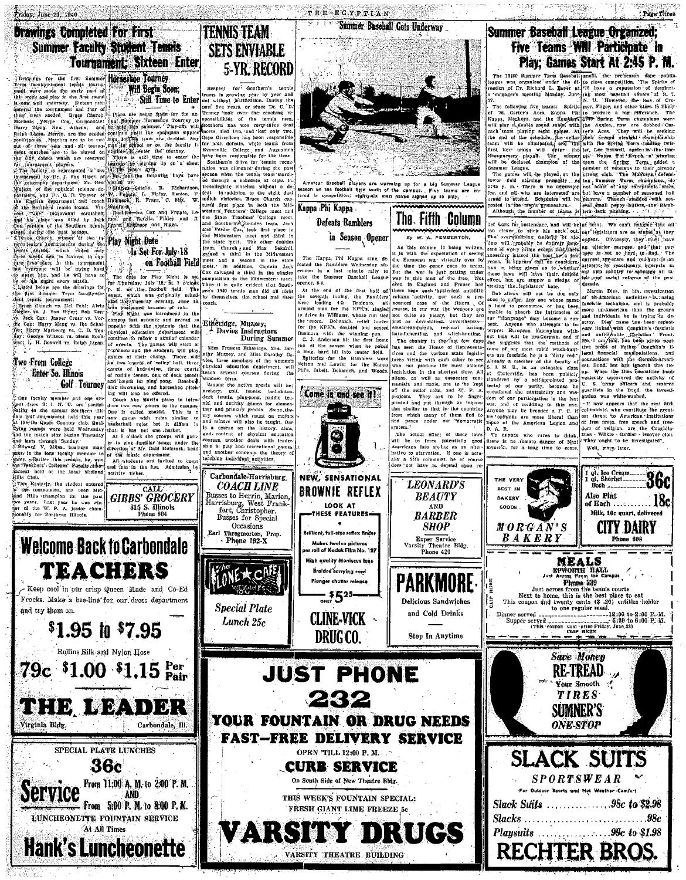# Drawings Completed For First Summer Faculty Student Tennis Tournament; Sixteen Enter

Drawings for the first Summer Term faculty-student tennis tournament were made the early part of this week and play in the first round is now well underway. Sixteen men entered the tournament and four of them were seeded. Bruce Church, Marissa; Verdie Cox, Carbondale; Harry Meng, New Athens; and Ralph Ligon, Harris, are the seeded participants. Matches are to be two out of three sets and all tournament matches are to be played on the city courts which are reserved for tournament players.

The faculty is represented in the tournament by Dr. J. Van Riper, of the geography department; Mr. Geo. Watson, of the political science department, and Dr. C. D. Tenney of the English department and coach of the Southern tennis teams. Vincent "Joe" DiGiovanni scratched, and his place was filled by Jack Cox, captain of the Southern tennis team during the past season.

Bruce Church, winner of two intercollegiate tournaments during the tennis season, which ended only three weeks ago, is favored to capture first place in this tournament but everyone will be trying hard to upset him, and he will have to be on his guard every match.

Listed below are the drawings for the first Summer Term faculty-student tennis tournament:

Bruce Church vs. Mel Paul; Alvin Hagler vs. J. Van Riper; Rob Kerr vs. Cox; Jasper Cross vs. Verdie Cox; Harry Meng vs. Ike Schaffer; Harry Matheny vs. C. D. Tenney; George Watson vs. Glenn Beals; L. H. Boswell vs. Ralph Ligon.

## Horseshoe Tourney Will Begin Soon; Still Time to Enter

Plans are being made for the annual Summer Horseshoe Tourney to be held this summer. Play-offs will continue until the champion singles man, doubles team are decided. Any man in school or on the faculty is eligible to enter the tourney.

There is still time to enter the tourney by signing up on a sheet in the men's gym.

So far the following boys have signed up:

Singles—Sekeils, R. Richardson, W. Fugate, L. Finley, Fenton, F. Robinson, R. Franz, C. Mix, W. Stanford.

Doubles—Cox and Fugate, Legan and Sekeils, Finley and Franz, Robinson and Riggs.

## Play Night Date Is Set For July 18 on Football Field

The date for Play Night is set for Thursday, July 18, at 7 o'clock p. m. on the football field. The event, which was originally scheduled for Tuesday evening, June 18, was postponed because of rain.

Play Night was introduced to the campus last summer and proved so popular with the students that the physical education department will continue to follow a similar calendar of events. The games will start at 7 o'clock and the students will play games of their choice. There will be two courts of volley ball, three courts of badminton, three courts of paddle tennis, one of deck tennis, and courts for ping pong. Baseball, disk throwing, and horseshoe pitching will also be offered.

Coach Abe Martin plans to introduce two new games to the campus. One is called goalhi. This is a new game with rules similar to basketball rules but it differs in that it has but one basket.

At 8 o'clock the groups will gather to sing familiar songs under the direction of Mr. Dale McIntosh, head of the music department.

All students are invited to come and join in the fun. Admission by activity ticket.

## Two From College Enter So. Illinois Golf Tourney

One faculty member and one student from S. I. N. U. are participating in the annual Southern Illinois golf tournament held this year at the Du Quoin Country club. Qualifying rounds were held Wednesday and the match play begins Thursday and lasts through Sunday.

Edward V. Miles, business manager, is the lone faculty member to enter. Earlier this season, he won the Teachers' Colleges' Faculty tournament held at the local Midland Hills Club.

Tom Easterly, the student entered in the tournament, has been Midland Hills champion for the past two years. Last year he was winner of the W. P. A. junior championship for Southern Illinois.

# TENNIS TEAM SETS ENVIABLE 5-YR. RECORD

Respect for Southern's tennis teams is growing year by year and not without justification. During the past five years, or since Dr. C. D. Tenney took over the coaching responsibilities of the tennis men, Southern has won forty-three dual meets, tied two, and lost only two, Cape Girardeau has been responsible for both defeats, while teams from Evansville College and Augustana have been responsible for the ties.

Southern's drive for tennis recognition was climaxed during the past season when the tennis team marched through a schedule of eight intercollegiate matches without a defeat. In addition to the eight dual match victories, Bruce Church captured first place in both the Midwestern Teachers' College meet and the State Teachers' College meet, and Southern's doubles team, Jack and Verdie Cox, took first place in the Midwestern meet and third in the state meet. The other doubles team, Church and Max Sekeils, gained a third in the Midwestern meet and a second in the state meet. In addition, Captain Jack Cox salvaged a third in the singles competition in the Midwestern meet. Thus it is quite evident that Southern's 1940 tennis men did all right by themselves, the school and their coach.

## Etheridge, Muzzey, Davies Instructors During Summer

Miss Frances Etheridge, Mrs. Dorothy Muzzey, and Miss Dorothy Davies, three members of the women's physical education department will teach several courses during the summer term.

Among the active sports will be: archery, golf, tennis, badminton, deck tennis, ping-pong, paddle tennis, and activity games for elementary and primary grades. Some theory courses which count on majors and minors will also be taught. One is a course on the history, aims, and content of physical education courses, another deals with leadership in play and recreational games, and another concerns the theory of teaching individual activities.

## Summer Baseball Gets Underway

Amateur baseball players are warming up for a big Summer League season on the football field south of the campus. Five teams are entered in competition; eighty-six men have signed up to play.

## Kappa Phi Kappa Defeats Ramblers in Season Opener

The Kappa Phi Kappa nine defeated the Ramblers Wednesday afternoon in a last minute rally to take the Summer Baseball League opener, 5-4.

At the end of the first half of the seventh inning, the Ramblers were leading 4-2. Businaro, all around man for the KPK's, singled to drive in Williams, whose run tied the score. Dohanich, relief hurler for the KPK's, doubled and scored Businaro with the winning run.

C. J. Anderson hit the first home run of the season when he poked a long, hard hit into center field.

Batteries for the Ramblers were Nelson and Lewis; for the Kappa Phi's, Isbell, Dohanich, and Woods.

# The Fifth Column

By W. A. PEMBERTON.

As this column is being written, it is with the expectation of seeing the European war virtually over by the time the paper goes to press. But the war is just getting under way in this land of the free. Not even in England and France has there been such hysterical anti-fifth column activity, nor such a pronounced case of the jitters. Of course, in our war the weapons are not quite so messy, but they are just as devastating. Nevertheless—smear-campaigns, red-baiting, hate-fomenting, and witch-hunting.

The country in the last few days has seen the House of Representatives and the various state legislatures vieing with each other to see who can produce the most asinine legislation in the shortest time. All aliens, as well as suspected communists and nazis, are to be kept off the relief rolls, and W. P. A. projects. They are to be finger-printed and put through an inquisition similar to that in the countries from which many of them fled to find peace under our "democratic system."

The actual effect of these laws will be to force potentially good Americans into spying as an alternative to starvation. If one is actually a fifth columnist, he of course does not have to depend upon relief work for sustenance, and will be too clever to stick his neck out. The overwhelming majority of victims will probably be entirely innocent of every crime except that their ancestors missed the boat by a few years. It appears that no consideration is being given as to whether these laws will have their desired effect, but are simply a means of venting the legislators' hate.

But aliens will not be the only ones to suffer. Any one whose name is hard to pronounce, or has been unable to absorb the intricacies of the "language" may become a suspect. Anyone who attempts to interpret European happenings without bias will be pro-German, and if one suggests that the methods of some of our most rabid witch-hunters are fascistic, he is a "dirty red." Already a member of the faculty of S. I. N. U. in an extension class at Carterville, has been publicly slandered by a self-appointed protector of our purity, because he questioned the advisability and wisdom of our participation in the last war, and of meddling in the one. Anyone may be branded a F. C. if his opinions are more liberal than those of the American Legion and D. A. R.

To anyone who cares to think, there is no remote danger of Nazi invasion, for a long time to come, at least. We can't imagine that all our legislators are as stupid as they appear. Obviously, they must have an ulterior purpose, and that purpose is not so hard to find. The current spy-scare and red-hunt is an attempt by reactionary interests in our own country to sabotage all labor and social reforms of the past decade.

Martin Dies, in his investigation of un-American activities is using fascistic techniques, and is probably more un-American than the groups and individuals he is trying to destroy. Dies' name has been repeatedly linked with Coughlin's fascistic and anti-Semitic Christian Front. He, I am told, has been given positive proof of Father Coughlin's illegal financial manipulations, and connections with the German-American Bund, but has ignored the tie-up. When the Dies committee inadvertently uncovered the activity of U. S. army officers and reserve guardists in the Bund, the investigation was white-washed.

It now appears that the real fifth columnists, who constitute the greatest threat to American institutions of free press, free speech and freedom of religion, are the Coughlinites, Willkie - Girdler - Hoover clan. They ought to be investigated. Well, more later.

# Summer Baseball League Organized; Five Teams Will Participate in Play; Games Start At 2:45 P. M.

The 1940 Summer Term Baseball league was organized under the direction of Dr. Richard L. Beyer at a manager's meeting Monday, June 17.

The following five teams: Spirits of '76, Carter's Aces, Kappa Phi Kappa, Monkeys, and the Ramblers will play a double round robin, with each team playing eight games. At the end of the schedule, the cellar team will be eliminated, and the first four teams will enter the Shaughnessy playoff. The winner will be declared champion of the Summer League.

The games will be played on the lower field starting promptly at 2:45 p. m. There is no admission fee, and all who are interested are urged to attend. Schedules will be posted in the men's gymnasium.

Although the number of teams is small, the pre-season dope points to close competition. The Spirits of '76 have a reputation of claiming most baseball honors at S. I. N. U. However, the loss of Cromer, Filger, and other stars is likely to produce a big difference. The 1940 Spring Term champions were the Aggies, now are dubbed Carter's Aces. They will be seeking their second straight championship with the Spring Term leading twirler, Lee Boswell, again in the lineup. Kappa Phi Kappa, a winner in the Spring Term, added a number of veterans to their already strong club. The Monkeys, defending Summer Term champions, do not boast of any exceptional stars, but have a number of seasoned ball players. Though studded with several small peppy hitters, the Ramblers lack pitching.

---

CALL
**GIBBS' GROCERY**
815 S. Illinois
Phone 604

---

# Welcome Back to Carbondale TEACHERS

Keep cool in our crisp Queen Made and Co-Ed Frocks. Make a bee-line for our dress department and try them on.

**$1.95 to $7.95**

Rollins Silk and Nylon Hose

**79c $1.00 $1.15 Per Pair**

# THE LEADER

Virginia Bldg. Carbondale, Ill.

---

SPECIAL PLATE LUNCHES

**36c**

**Service** From 11:00 A. M. to 2:00 P. M. AND From 5:00 P. M. to 8:00 P. M.

LUNCHEONETTE FOUNTAIN SERVICE At All Times

# Hank's Luncheonette

---

Carbondale-Harrisburg
**COACH LINE**
Busses to Herrin, Marion, Harrisburg, West Frankfort, Christopher.
Busses for Special Occasions
Earl Throgmorton, Prop.
Phone 192-X

---

The LONE STAR CAFE Welcomes You

**Special Plate Lunch 25c**

---

Come in and see it!

NEW, SENSATIONAL
**BROWNIE REFLEX**

LOOK AT THESE FEATURES—
- Brilliant, full-size reflex finder
- Makes twelve pictures per roll of Kodak Film No. 127
- High quality Meniscus lens
- Braided carrying cord
- Plunger shutter release

ONLY $5.25

**CLINE-VICK DRUG CO.**

---

**LEONARD'S BEAUTY AND BARBER SHOP**
Exper Service
Varsity Theatre Bldg.
Phone 420

---

# PARKMORE

Delicious Sandwiches and Cold Drinks

Stop In Anytime

---

THE VERY BEST IN BAKERY GOODS

**MORGAN'S BAKERY**

---

1 qt. Ice Cream
1 qt. Sherbet
Both **36c**

Also Pint of Each **18c**

Milk, 10c quart, delivered

**CITY DAIRY**
Phone 608

---

**MEALS**
EPWORTH HALL
Just Across From the Campus
Phone 389

Just across from the tennis courts
Next to home, this is the best place to eat
This coupon and twenty cents ($ .20) entitles holder to one regular meal.

Dinner served ............ 12:00 to 2:00 P. M.
Supper served ............ 5:30 to 6:00 P. M.
(This coupon void after Friday, June 28)

CLIP HERE

---

# JUST PHONE 232

YOUR FOUNTAIN OR DRUG NEEDS

FAST—FREE DELIVERY SERVICE

OPEN 'TILL 12:00 P. M.

**CURB SERVICE**

On South Side of New Theatre Bldg.

THIS WEEK'S FOUNTAIN SPECIAL:
FRESH GIANT LIME FREEZE 5c

# VARSITY DRUGS

VARSITY THEATRE BUILDING

---

Save Money
**RE-TREAD**
Your Smooth TIRES
**SUMNER'S ONE-STOP**

---

# SLACK SUITS

*SPORTSWEAR*

For Outdoor Sports and Hot Weather Comfort

*Slack Suits* ............ .98c to $2.98
*Slacks* ............ .98c
*Playsuits* ............ .99c to $1.98

# RECHTER BROS.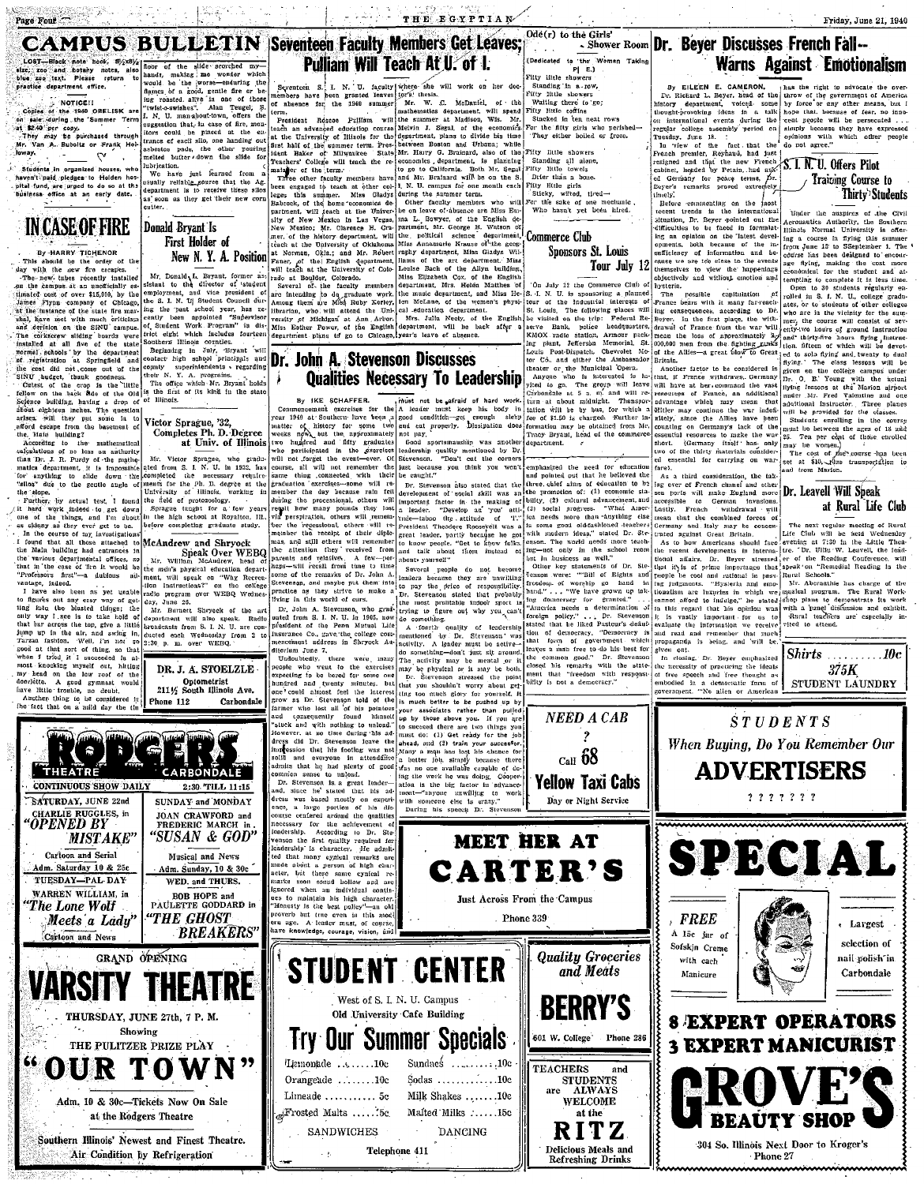# CAMPUS BULLETIN

LOST—Black note book, 8½x8½ size; zoo and botany notes, also blue zoo text. Please return to practice department office.

NOTICE!!

Copies of the 1940 OBELISK are on sale during the Summer Term at $2.40 per copy.

They may be purchased through Mr. Van A. Buboltz or Frank Holloway.

Students in organized houses, who haven't paid pledges to Holden hospital fund, are urged to do so at the business office at an early date.

# IN CASE OF FIRE

By HARRY TICHENOR

This should be the order of the day with the new fire escapes.

The new tubes recently installed on the campus at an unofficially estimated cost of over $15,000, by the James Flynn company of Chicago, at the instance of the state fire marshal, have met with much criticism and derision on the SINU campus. The corkscrew sliding boards were installed at all five of the state normal schools by the department of registration at Springfield and the cost did not come out of the SINU budget, thank goodness.

Outlet of the crop is the "little fellow on the back side of the Old Science building, having a drop of about eighteen inches. The question arises, will they put some in to afford escape from the basement of the Main building?

According to the mathematical calculations of no less an authority than Dr. J. R. Purdy of the mathematics department, it is impossible for anything to slide down the "silos" due to the gentle angle of the slope.

Further, by actual test, I found it hard work indeed to get down one of the things, and I'm about as skinny as they ever get to be.

In the course of my investigations I found that all those attached to the Main building had entrances in the various departmental offices, so that in the case of fire it would be "Professors first"—a dubious advantage, indeed.

I have also been as yet unable to figure out any easy way of getting into the blasted things; the only way I see is to take hold of that bar across the top, give a little jump up in the air, and swing in, Tarzan fashion. Well, I'm not so good at that sort of thing, so that when I tried it I succeeded in almost knocking myself out, hitting my head on the low roof of the doorjamb. A good gymnast would have little trouble, no doubt.

Another thing to be considered is the fact that on a mild day the tin floor of the slide scorched my hands, making me wonder which would be the worse—enduring the flames of a good, gentle fire or being roasted alive in one of those "twist-a-swishes". Alan Teagel, S. I. N. U. man-about-town, offers the suggestion that, in case of fire, monitors could be placed at the entrance of each silo, one handing out asbestos pads, the other pouring melted butter down the slide for lubrication.

We have just learned from a usually reliable source that the Ag. department is to receive these silos as soon as they get their new corn cutter.

## Donald Bryant Is First Holder of New N. Y. A. Position

Mr. Donald L. Bryant, former assistant to the director of student employment, and vice president of the S. I. N. U. Student Council during the past school year, has recently been appointed "Supervisor of Student Work Program" in district eight which includes fourteen Southern Illinois counties.

Beginning in July, Bryant will contact high school principals and county superintendents regarding their N. Y. A. programs.

The office which Mr. Bryant holds is the first of its kind in the state of Illinois.

## Victor Sprague, '32, Completes Ph. D. Degree at Univ. of Illinois

Mr. Victor Sprague, who graduated from S. I. N. U. in 1932, has completed the necessary requirements for the Ph. D. degree at the University of Illinois, working in the field of protozoology.

Sprague taught for a few years in the high school at Royalton, Ill., before completing graduate study.

## McAndrew and Shryock Speak Over WEBQ

Mr. William McAndrew, head of the men's physical education department, will speak on "Why Recreation Instruction?" on the college radio program over WEBQ Wednesday, June 26.

Mr. Burnett Shryock of the art department will also speak. Radio broadcasts from S. I. N. U. are conducted each Wednesday from 2 to 2:30 p. m. over WEBQ.

DR. J. A. STOELZLE
Optometrist
211½ South Illinois Ave.
Phone 112 Carbondale

# Seventeen Faculty Members Get Leaves; Pulliam Will Teach At U. of I.

Seventeen S. I. N. U. faculty members have been granted leaves of absence for the 1940 summer term.

President Roscoe Pulliam will teach an advanced education course at the University of Illinois for the first half of the summer term. President Baker of Milwaukee State Teachers' College will teach the remainder of the term.

Three other faculty members have been engaged to teach at other colleges this summer. Miss Gladys Babcock, of the home economics department, will teach at the University of New Mexico in Las Vegas, New Mexico; Mr. Clarence H. Cramer, of the history department, will teach at the University of Oklahoma at Norman, Okla.; and Mr. Robert Faner, of the English department, will teach at the University of Colorado at Boulder, Colorado.

Several of the faculty members are intending to do graduate work. Among them are Miss Ruby Kerley, librarian, who will attend the University of Michigan at Ann Arbor. Miss Esther Power, of the English department plans to go to Chicago, where she will work on her doctor's thesis.

Mr. W. C. McDaniel, of the mathematics department, will spend the summer at Madison, Wis. Mr. Melvin J. Segal, of the economics department, plans to divide his time between Boston and Urbana; while Mr. Harry G. Brainard, also of the economics department, is planning to go to California. Both Mr. Segal and Mr. Brainard will be on the S. I. N. U. campus for one month each during the summer term.

Other faculty members who will be on leave of absence are Miss Emma L. Bowyer, of the English department, Mr. George H. Watson of the political science department, Miss Annemarie Krause of the geography department, Miss Gladys Williams of the art department, Miss Louise Bach of the Allyn building, Miss Elizabeth Cox, of the English department, Mrs. Helen Matthes of the music department, and Miss Helen McLane, of the women's physical education department.

Mrs. Julia Neely, of the English department, will be back after a year's leave of absence.

# Dr. John A. Stevenson Discusses Qualities Necessary To Leadership

By IKE SCHAFFER.

Commencement exercises for the year 1940 at Southern have been a matter of history for some two weeks now, but the approximately two hundred and fifty graduates who participated in the graduation will not forget the event—ever. Of course, all will not remember the same thing connected with their graduation exercises—some will remember the day because rain fell during the processional, others will recall how many pounds they lost via perspiration, others will remember the recessional, others will remember the receipt of their diplomas, and still others will remember the attention they received from parents and relatives. A few—perhaps—will recall from time to time some of the remarks of Dr. John A. Stevenson, and maybe put them into practice as they strive to make a living in this world of ours.

Dr. John A. Stevenson, who graduated from S. I. N. U. in 1905, now president of the Penn Mutual Life Insurance Co., gave the college commencement address in Shryock Auditorium June 7.

Undoubtedly, there were many people who went to the exercises expecting to be bored for some one hundred and twenty minutes, but one could almost feel the interest grow as Dr. Stevenson told of the farmer who lost all of his potatoes and consequently found himself "stuck and with nothing to unload." However, at no time during his address did Dr. Stevenson leave the impression that his footing was not solid and everyone in attendance admits that he had plenty of good common sense to unload.

Dr. Stevenson is a great leader—and, since he stated that his address was based mostly on experience, a large portion of his discourse centered around the qualities necessary for the achievement of leadership. According to Dr. Stevenson the first quality required for leadership is character. He admitted that many cynical remarks are made about a person of high character, but these same cynical remarks soon sound hollow and are ignored when an individual continues to maintain his high character. "Honesty is the best policy"—an old proverb but true even in this modern age. A leader must, of course, have knowledge, courage, vision, and must not be afraid of hard work. A leader must keep his body in good condition—get enough sleep and eat properly. Dissipation does not pay.

Good sportsmanship was another leadership quality mentioned by Dr. Stevenson. "Don't cut the corners just because you think you won't be caught."

Dr. Stevenson also stated that the development of social skill was an important factor in the making of a leader. "Develop an 'you' attitude—taboo the attitude of 'I'." President Theodore Roosevelt was a great leader, partly because he got to know people. "Get to know folks and talk about them instead of about yourself."

Several people do not become leaders because they are unwilling to pay the price of responsibility. Dr. Stevenson stated that probably the most profitable indoor sport is trying to figure out why you can't do something.

A fourth quality of leadership mentioned by Dr. Stevenson was activity. A leader must be active—do something—don't just sit around. The activity may be mental or it may be physical or it may be both.

Dr. Stevenson stressed the point that you shouldn't worry about getting too much done for yourself. It is much better to be pushed up by your associates rather than pulled up by those above you. If you are to succeed there are two things you must do: (1) Get ready for the job ahead, and (2) train your successor. Many a man has lost his chance for a better job simply because there was no one available capable of doing the work he was doing. Cooperation is the big factor in advancement—"anyone unwilling to work with someone else is crazy."

During his speech Dr. Stevenson emphasized the need for education and pointed out that he believed the three chief aims of education to be the promotion of: (1) economic stability, (2) cultural advancement, and (3) social progress. "What America needs more than anything else is some good old-fashioned teachers with modern ideas," stated Dr. Stevenson. The world needs more teaching—not only in the school room but in business as well."

Other key statements of Dr. Stevenson were: "'Bill of Rights and freedom of worship go hand in hand.' . . . "We have grown up taking democracy for granted." . . . "America needs a determination of foreign policy." . . . Dr. Stevenson stated that he liked Pasteur's definition of democracy. "Democracy is that form of government which leaves a man free to do his best for the common good." Dr. Stevenson closed his remarks with the statement that "freedom with responsibility is not a democracy."

## Ode(r) to the Girls' Shower Room

(Dedicated to the Women Taking P. E.)

Fifty little showers
Standing in a row,
Fifty little showers
Waiting there to go;
Fifty little coffins
Stacked in ten neat rows
For the fifty girls who perished—
They either boiled or froze.

Fifty little showers
Standing all alone,
Fifty little towels
Drier than a bone.
Fifty little girls
Sticky, wilted, tired—
For the sake of one mechanic
Who hasn't yet been hired.

## Commerce Club Sponsors St. Louis Tour July 12

On July 12 the Commerce Club of S. I. N. U. is sponsoring a planned tour of the industrial interests of St. Louis. The following places will be visited on the trip: Federal Reserve Bank, police headquarters, KMOX radio station, Armour packing plant, Jefferson Memorial, St. Louis Post-Dispatch, Chevrolet Motor Co., and either the Ambassador theater or the Municipal Opera.

Anyone who is interested is invited to go. The group will leave Carbondale at 5 a. m. and will return at about midnight. Transportation will be by bus, for which a fee of $1.50 is charged. Further information may be obtained from Mr. Tracy Bryant, head of the commerce department.

# Dr. Beyer Discusses French Fall—Warns Against Emotionalism

By EILEEN E. CAMERON.

Dr. Richard L. Beyer, head of the history department, voiced some thought-provoking ideas in a talk on international events during the regular college assembly period on Tuesday, June 18.

In view of the fact that the French premier, Reynaud, had just resigned and that the new French cabinet, headed by Petain, had asked of Germany for peace terms, Dr. Beyer's remarks proved extremely timely.

Before commenting on the most recent trends in the international situation, Dr. Beyer pointed out the difficulties to be faced in formulating an opinion on the latest developments, both because of the insufficiency of information and because we are too close to the events themselves to view the happenings objectively and without emotion and hysteria.

The possible capitulation of France bears with it many far-reaching consequences, according to Dr. Beyer. In the first place, the withdrawal of France from the war will mean the loss of approximately 3,000,000 men from the fighting ranks of the Allies—a great blow to Great Britain.

Another factor to be considered is that, if France withdraws, Germany will have at her command the vast resources of France, an additional advantage which may mean that Hitler may continue the war indefinitely, since the Allies have been counting on Germany's lack of the essential resources to make the war short. (Germany itself has only two of the thirty materials considered essential for carrying on warfare).

As a third consideration, the taking over of French channel and other sea ports will make England more accessible to German invasions. Lastly, French withdrawal will mean that the combined forces of Germany and Italy may be concentrated against Great Britain.

As to how Americans should face the recent developments in international affairs, Dr. Beyer stressed that it is of prime importance that people be cool and rational in passing judgments. "Hysteria and emotionalism are luxuries in which we cannot afford to indulge," he stated. In this regard that his opinion was it is vastly important for us to evaluate the information we receive and read and remember that much propaganda is being, and will be, given out.

In closing, Dr. Beyer emphasized the necessity of practicing the ideals of free speech and free thought as embodied in a democratic form of government. "No alien or American has the right to advocate the overthrow of the government of America by force or any other means, but I hope that, because of fear, no innocent people will be persecuted simply because they have expressed opinions with which other people do not agree."

## S. I. N. U. Offers Pilot Training Course to Thirty Students

Under the auspices of the Civil Aeronautics Authority, the Southern Illinois Normal University is offering a course in flying this summer from June 13 to September 1. The course has been designed to encourage flying, making the cost more economical for the student and attempting to complete it in less time.

Open to 30 students regularly enrolled in S. I. N. U., college graduates, or to students of other colleges who are in the vicinity for the summer, the course will consist of seventy-two hours of ground instruction and thirty-five hours flying instruction, fifteen of which will be devoted to solo flying and twenty to dual flying. The class lessons will be given on the college campus under Dr. O. B. Young with the actual flying lessons at the Marion airport under Mr. Fred Valentine and one additional instructor. Three planes will be provided for the classes.

Students enrolling in the course must be between the ages of 18 and 25. Ten per cent of those enrolled may be women.

The cost of the course has been set at $10, plus transportation to and from Marion.

## Dr. Leavell Will Speak at Rural Life Club

The next regular meeting of Rural Life Club will be held Wednesday evening at 7:30 in the Little Theatre. Dr. Ullin W. Leavell, the leader of the Reading Conference, will speak on "Remedial Reading in the Rural Schools."

Mr. Abernathie has charge of the musical program. The Rural Workshop plans to demonstrate its work with a panel discussion and exhibit. Rural teachers are especially invited to attend.

Shirts ........ 10c
375K
STUDENT LAUNDRY

---

RODGERS THEATRE CARBONDALE
CONTINUOUS SHOW DAILY 2:30 'TILL 11:15

SATURDAY, JUNE 22nd
CHARLIE RUGGLES, in
"OPENED BY MISTAKE"
Cartoon and Serial
Adm. Saturday 10 & 25c

TUESDAY—PAL DAY
WARREN WILLIAM, in
"The Lone Wolf Meets a Lady"
Cartoon and News

SUNDAY and MONDAY
JOAN CRAWFORD and FREDERIC MARCH in
"SUSAN & GOD"
Musical and News
Adm. Sunday, 10 & 30c

WED. and THURS.
BOB HOPE and PAULETTE GODDARD in
"THE GHOST BREAKERS"

GRAND OPENING
VARSITY THEATRE
THURSDAY, JUNE 27th, 7 P. M.
Showing
THE PULITZER PRIZE PLAY
"OUR TOWN"
Adm. 10 & 30c—Tickets Now On Sale at the Rodgers Theatre
Southern Illinois' Newest and Finest Theatre.
Air Condition by Refrigeration

---

MEET HER AT CARTER'S
Just Across From the Campus
Phone 339

STUDENT CENTER
West of S. I. N. U. Campus
Old University Cafe Building
Try Our Summer Specials

| | | | |
|---|---|---|---|
| Lemonade | 10c | Sundaes | 10c |
| Orangeade | 10c | Sodas | 10c |
| Limeade | 5c | Milk Shakes | 10c |
| Frosted Malts | 5c | Malted Milks | 15c |

SANDWICHES DANCING
Telephone 411

NEED A CAB ?
Call 68
Yellow Taxi Cabs
Day or Night Service

Quality Groceries and Meats
BERRY'S
601 W. College Phone 286

TEACHERS and STUDENTS are ALWAYS WELCOME at the RITZ
Delicious Meals and Refreshing Drinks

STUDENTS
When Buying, Do You Remember Our
ADVERTISERS
? ? ? ? ? ? ?

SPECIAL
FREE
A 15c jar of Sofskin Creme with each Manicure

Largest selection of nail polish in Carbondale

8 EXPERT OPERATORS
3 EXPERT MANICURIST
GROVE'S BEAUTY SHOP
304 So. Illinois Next Door to Kroger's
Phone 27